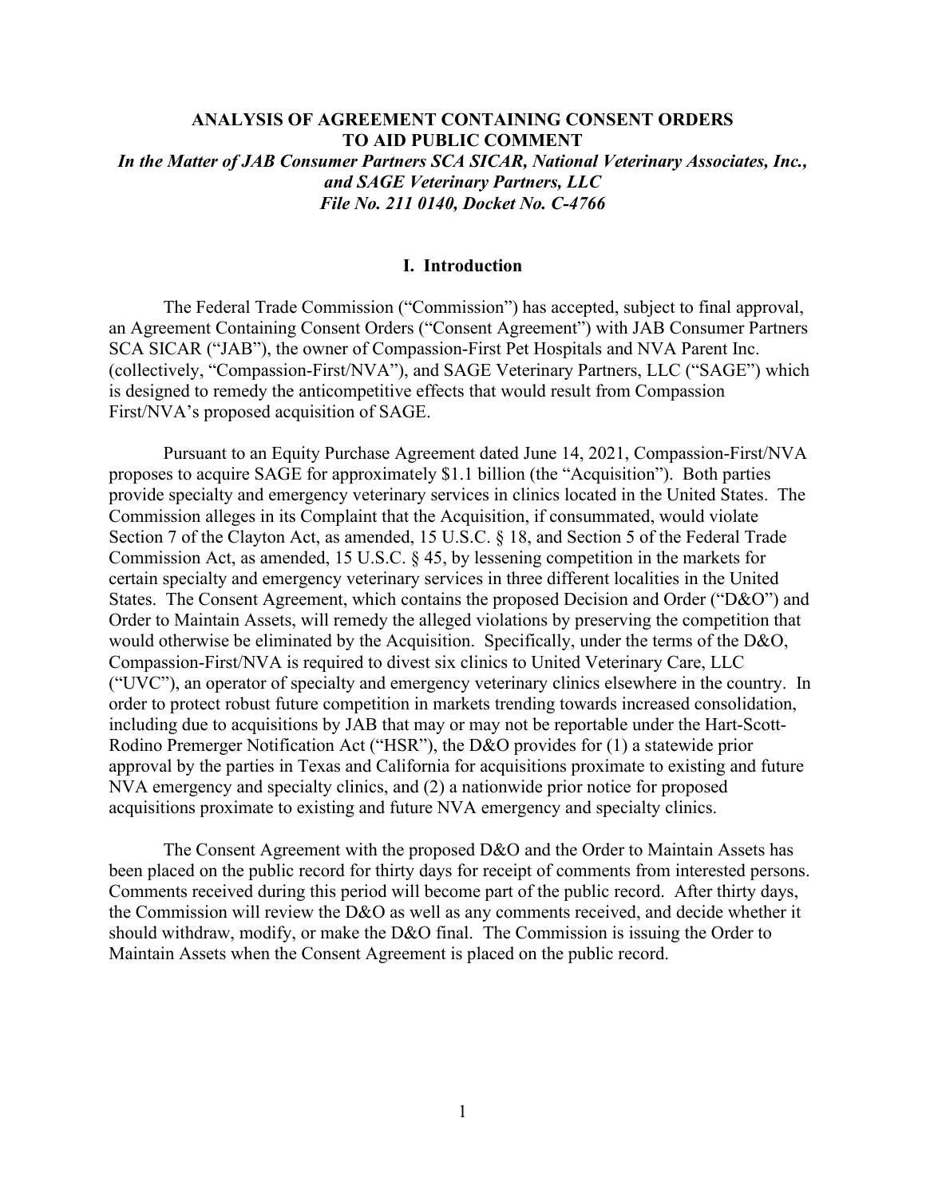# ANALYSIS OF AGREEMENT CONTAINING CONSENT ORDERS TO AID PUBLIC COMMENT

***In the Matter of JAB Consumer Partners SCA SICAR, National Veterinary Associates, Inc., and SAGE Veterinary Partners, LLC***
***File No. 211 0140, Docket No. C-4766***

## I. Introduction

The Federal Trade Commission ("Commission") has accepted, subject to final approval, an Agreement Containing Consent Orders ("Consent Agreement") with JAB Consumer Partners SCA SICAR ("JAB"), the owner of Compassion-First Pet Hospitals and NVA Parent Inc. (collectively, "Compassion-First/NVA"), and SAGE Veterinary Partners, LLC ("SAGE") which is designed to remedy the anticompetitive effects that would result from Compassion First/NVA's proposed acquisition of SAGE.

Pursuant to an Equity Purchase Agreement dated June 14, 2021, Compassion-First/NVA proposes to acquire SAGE for approximately $1.1 billion (the "Acquisition"). Both parties provide specialty and emergency veterinary services in clinics located in the United States. The Commission alleges in its Complaint that the Acquisition, if consummated, would violate Section 7 of the Clayton Act, as amended, 15 U.S.C. § 18, and Section 5 of the Federal Trade Commission Act, as amended, 15 U.S.C. § 45, by lessening competition in the markets for certain specialty and emergency veterinary services in three different localities in the United States. The Consent Agreement, which contains the proposed Decision and Order ("D&O") and Order to Maintain Assets, will remedy the alleged violations by preserving the competition that would otherwise be eliminated by the Acquisition. Specifically, under the terms of the D&O, Compassion-First/NVA is required to divest six clinics to United Veterinary Care, LLC ("UVC"), an operator of specialty and emergency veterinary clinics elsewhere in the country. In order to protect robust future competition in markets trending towards increased consolidation, including due to acquisitions by JAB that may or may not be reportable under the Hart-Scott-Rodino Premerger Notification Act ("HSR"), the D&O provides for (1) a statewide prior approval by the parties in Texas and California for acquisitions proximate to existing and future NVA emergency and specialty clinics, and (2) a nationwide prior notice for proposed acquisitions proximate to existing and future NVA emergency and specialty clinics.

The Consent Agreement with the proposed D&O and the Order to Maintain Assets has been placed on the public record for thirty days for receipt of comments from interested persons. Comments received during this period will become part of the public record. After thirty days, the Commission will review the D&O as well as any comments received, and decide whether it should withdraw, modify, or make the D&O final. The Commission is issuing the Order to Maintain Assets when the Consent Agreement is placed on the public record.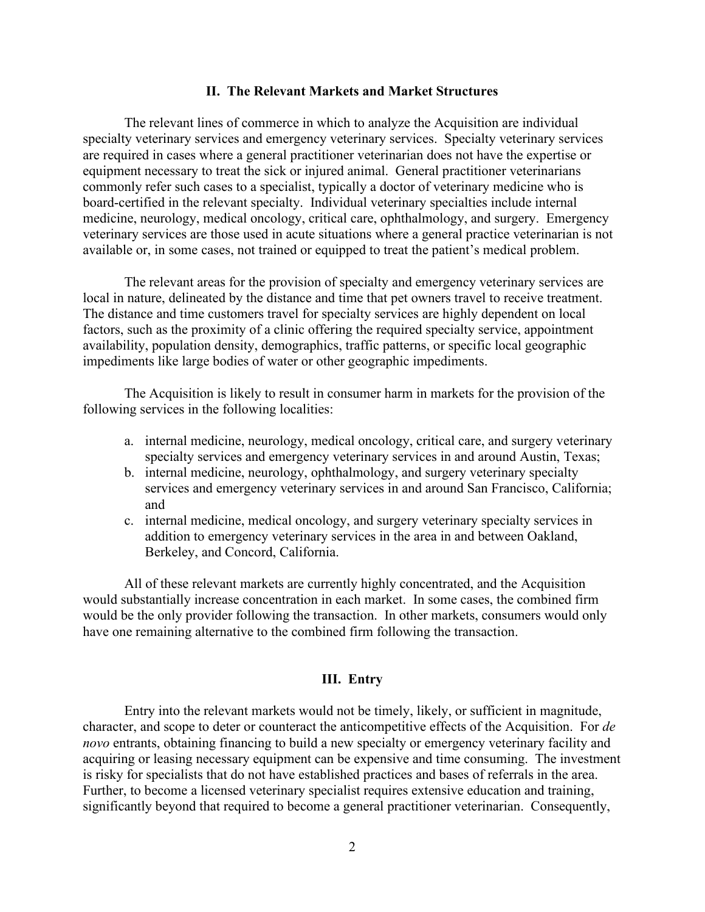## II. The Relevant Markets and Market Structures

The relevant lines of commerce in which to analyze the Acquisition are individual specialty veterinary services and emergency veterinary services. Specialty veterinary services are required in cases where a general practitioner veterinarian does not have the expertise or equipment necessary to treat the sick or injured animal. General practitioner veterinarians commonly refer such cases to a specialist, typically a doctor of veterinary medicine who is board-certified in the relevant specialty. Individual veterinary specialties include internal medicine, neurology, medical oncology, critical care, ophthalmology, and surgery. Emergency veterinary services are those used in acute situations where a general practice veterinarian is not available or, in some cases, not trained or equipped to treat the patient's medical problem.

The relevant areas for the provision of specialty and emergency veterinary services are local in nature, delineated by the distance and time that pet owners travel to receive treatment. The distance and time customers travel for specialty services are highly dependent on local factors, such as the proximity of a clinic offering the required specialty service, appointment availability, population density, demographics, traffic patterns, or specific local geographic impediments like large bodies of water or other geographic impediments.

The Acquisition is likely to result in consumer harm in markets for the provision of the following services in the following localities:

a. internal medicine, neurology, medical oncology, critical care, and surgery veterinary specialty services and emergency veterinary services in and around Austin, Texas;
b. internal medicine, neurology, ophthalmology, and surgery veterinary specialty services and emergency veterinary services in and around San Francisco, California; and
c. internal medicine, medical oncology, and surgery veterinary specialty services in addition to emergency veterinary services in the area in and between Oakland, Berkeley, and Concord, California.

All of these relevant markets are currently highly concentrated, and the Acquisition would substantially increase concentration in each market. In some cases, the combined firm would be the only provider following the transaction. In other markets, consumers would only have one remaining alternative to the combined firm following the transaction.

## III. Entry

Entry into the relevant markets would not be timely, likely, or sufficient in magnitude, character, and scope to deter or counteract the anticompetitive effects of the Acquisition. For *de novo* entrants, obtaining financing to build a new specialty or emergency veterinary facility and acquiring or leasing necessary equipment can be expensive and time consuming. The investment is risky for specialists that do not have established practices and bases of referrals in the area. Further, to become a licensed veterinary specialist requires extensive education and training, significantly beyond that required to become a general practitioner veterinarian. Consequently,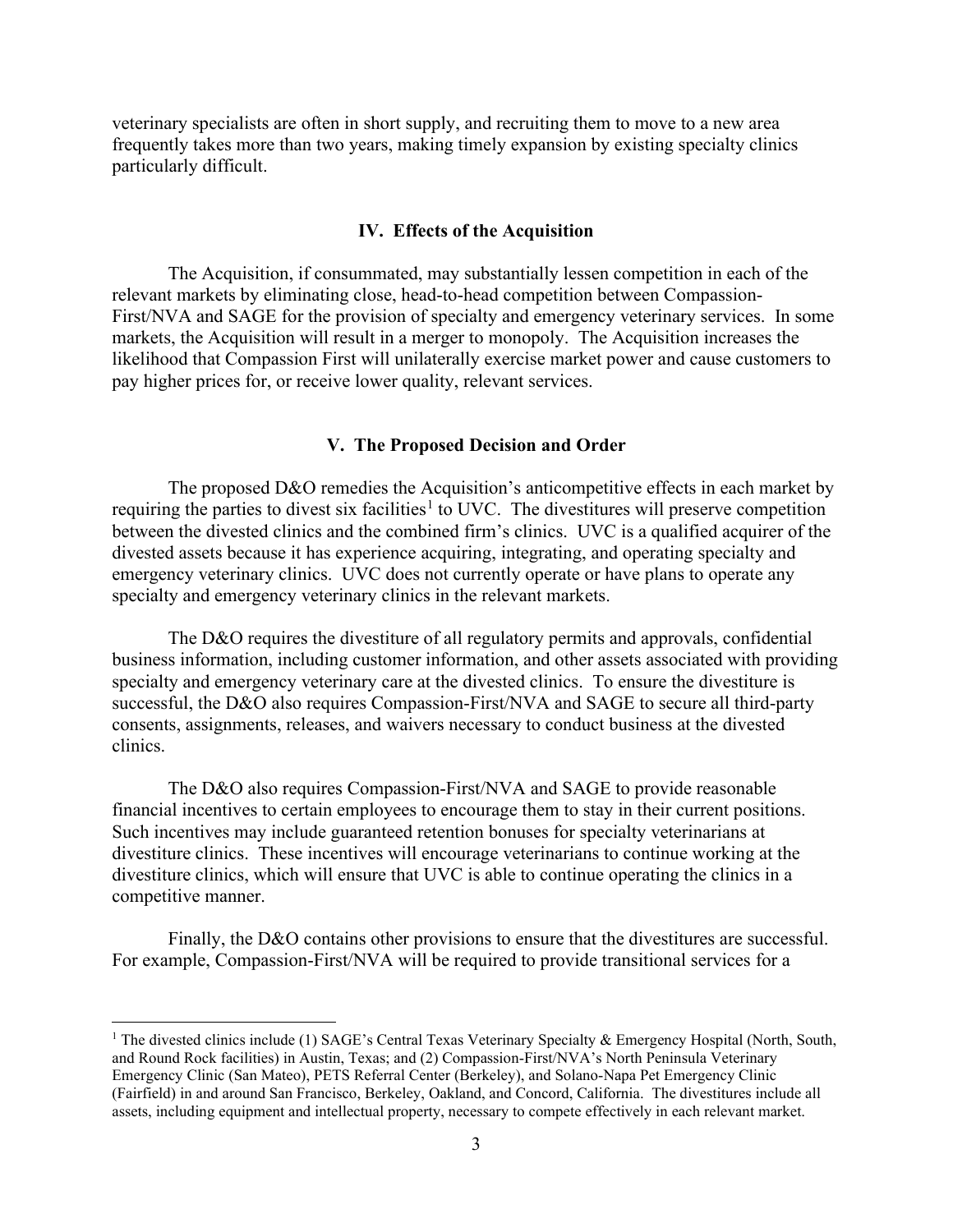veterinary specialists are often in short supply, and recruiting them to move to a new area frequently takes more than two years, making timely expansion by existing specialty clinics particularly difficult.

## IV. Effects of the Acquisition

The Acquisition, if consummated, may substantially lessen competition in each of the relevant markets by eliminating close, head-to-head competition between Compassion-First/NVA and SAGE for the provision of specialty and emergency veterinary services. In some markets, the Acquisition will result in a merger to monopoly. The Acquisition increases the likelihood that Compassion First will unilaterally exercise market power and cause customers to pay higher prices for, or receive lower quality, relevant services.

## V. The Proposed Decision and Order

The proposed D&O remedies the Acquisition's anticompetitive effects in each market by requiring the parties to divest six facilities[1] to UVC. The divestitures will preserve competition between the divested clinics and the combined firm's clinics. UVC is a qualified acquirer of the divested assets because it has experience acquiring, integrating, and operating specialty and emergency veterinary clinics. UVC does not currently operate or have plans to operate any specialty and emergency veterinary clinics in the relevant markets.

The D&O requires the divestiture of all regulatory permits and approvals, confidential business information, including customer information, and other assets associated with providing specialty and emergency veterinary care at the divested clinics. To ensure the divestiture is successful, the D&O also requires Compassion-First/NVA and SAGE to secure all third-party consents, assignments, releases, and waivers necessary to conduct business at the divested clinics.

The D&O also requires Compassion-First/NVA and SAGE to provide reasonable financial incentives to certain employees to encourage them to stay in their current positions. Such incentives may include guaranteed retention bonuses for specialty veterinarians at divestiture clinics. These incentives will encourage veterinarians to continue working at the divestiture clinics, which will ensure that UVC is able to continue operating the clinics in a competitive manner.

Finally, the D&O contains other provisions to ensure that the divestitures are successful. For example, Compassion-First/NVA will be required to provide transitional services for a

[1] The divested clinics include (1) SAGE's Central Texas Veterinary Specialty & Emergency Hospital (North, South, and Round Rock facilities) in Austin, Texas; and (2) Compassion-First/NVA's North Peninsula Veterinary Emergency Clinic (San Mateo), PETS Referral Center (Berkeley), and Solano-Napa Pet Emergency Clinic (Fairfield) in and around San Francisco, Berkeley, Oakland, and Concord, California. The divestitures include all assets, including equipment and intellectual property, necessary to compete effectively in each relevant market.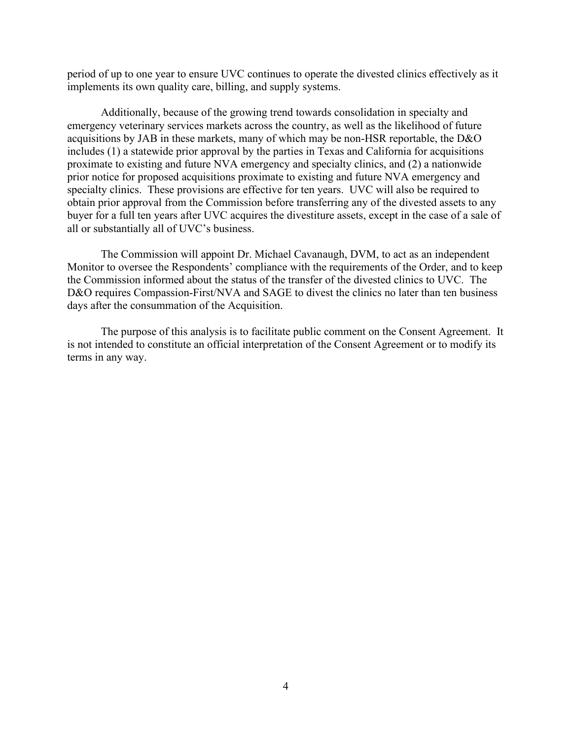period of up to one year to ensure UVC continues to operate the divested clinics effectively as it implements its own quality care, billing, and supply systems.

Additionally, because of the growing trend towards consolidation in specialty and emergency veterinary services markets across the country, as well as the likelihood of future acquisitions by JAB in these markets, many of which may be non-HSR reportable, the D&O includes (1) a statewide prior approval by the parties in Texas and California for acquisitions proximate to existing and future NVA emergency and specialty clinics, and (2) a nationwide prior notice for proposed acquisitions proximate to existing and future NVA emergency and specialty clinics. These provisions are effective for ten years. UVC will also be required to obtain prior approval from the Commission before transferring any of the divested assets to any buyer for a full ten years after UVC acquires the divestiture assets, except in the case of a sale of all or substantially all of UVC's business.

The Commission will appoint Dr. Michael Cavanaugh, DVM, to act as an independent Monitor to oversee the Respondents' compliance with the requirements of the Order, and to keep the Commission informed about the status of the transfer of the divested clinics to UVC. The D&O requires Compassion-First/NVA and SAGE to divest the clinics no later than ten business days after the consummation of the Acquisition.

The purpose of this analysis is to facilitate public comment on the Consent Agreement. It is not intended to constitute an official interpretation of the Consent Agreement or to modify its terms in any way.